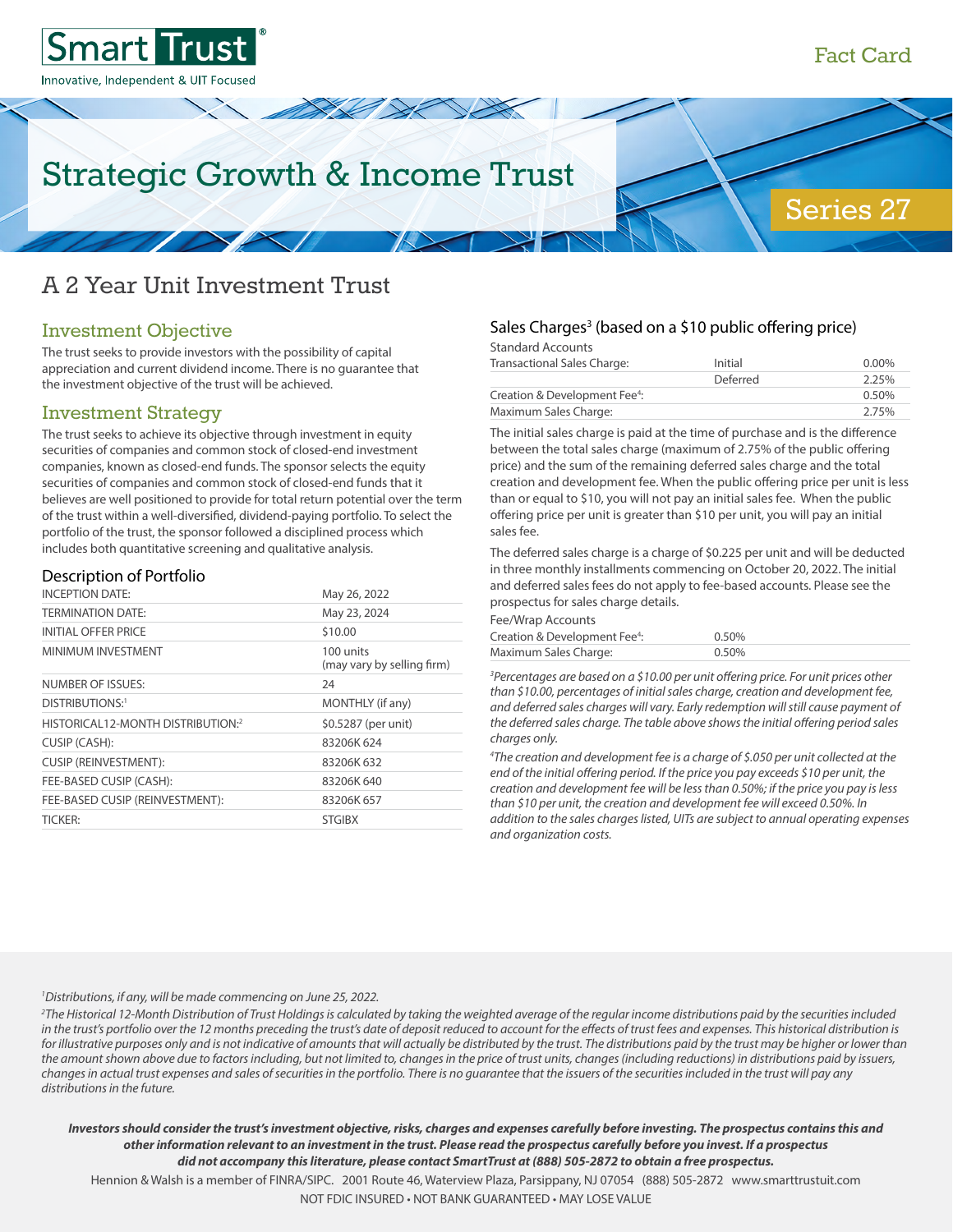Smart Trust®

Innovative, Independent & UIT Focused

Fact Card

# Strategic Growth & Income Trust

Series 27

## A 2 Year Unit Investment Trust

### Investment Objective

The trust seeks to provide investors with the possibility of capital appreciation and current dividend income. There is no guarantee that the investment objective of the trust will be achieved.

### Investment Strategy

The trust seeks to achieve its objective through investment in equity securities of companies and common stock of closed-end investment companies, known as closed-end funds. The sponsor selects the equity securities of companies and common stock of closed-end funds that it believes are well positioned to provide for total return potential over the term of the trust within a well-diversified, dividend-paying portfolio. To select the portfolio of the trust, the sponsor followed a disciplined process which includes both quantitative screening and qualitative analysis.

### Description of Portfolio

| | |
|---|---|
| INCEPTION DATE: | May 26, 2022 |
| TERMINATION DATE: | May 23, 2024 |
| INITIAL OFFER PRICE | $10.00 |
| MINIMUM INVESTMENT | 100 units (may vary by selling firm) |
| NUMBER OF ISSUES: | 24 |
| DISTRIBUTIONS:[1] | MONTHLY (if any) |
| HISTORICAL12-MONTH DISTRIBUTION:[2] | $0.5287 (per unit) |
| CUSIP (CASH): | 83206K 624 |
| CUSIP (REINVESTMENT): | 83206K 632 |
| FEE-BASED CUSIP (CASH): | 83206K 640 |
| FEE-BASED CUSIP (REINVESTMENT): | 83206K 657 |
| TICKER: | STGIBX |

### Sales Charges[3] (based on a $10 public offering price)

Standard Accounts

| | | |
|---|---|---|
| Transactional Sales Charge: | Initial | 0.00% |
| | Deferred | 2.25% |
| Creation & Development Fee[4]: | | 0.50% |
| Maximum Sales Charge: | | 2.75% |

The initial sales charge is paid at the time of purchase and is the difference between the total sales charge (maximum of 2.75% of the public offering price) and the sum of the remaining deferred sales charge and the total creation and development fee. When the public offering price per unit is less than or equal to $10, you will not pay an initial sales fee. When the public offering price per unit is greater than $10 per unit, you will pay an initial sales fee.

The deferred sales charge is a charge of $0.225 per unit and will be deducted in three monthly installments commencing on October 20, 2022. The initial and deferred sales fees do not apply to fee-based accounts. Please see the prospectus for sales charge details.

Fee/Wrap Accounts

| | |
|---|---|
| Creation & Development Fee[4]: | 0.50% |
| Maximum Sales Charge: | 0.50% |

*[3]Percentages are based on a $10.00 per unit offering price. For unit prices other than $10.00, percentages of initial sales charge, creation and development fee, and deferred sales charges will vary. Early redemption will still cause payment of the deferred sales charge. The table above shows the initial offering period sales charges only.*

*[4]The creation and development fee is a charge of $.050 per unit collected at the end of the initial offering period. If the price you pay exceeds $10 per unit, the creation and development fee will be less than 0.50%; if the price you pay is less than $10 per unit, the creation and development fee will exceed 0.50%. In addition to the sales charges listed, UITs are subject to annual operating expenses and organization costs.*

*[1]Distributions, if any, will be made commencing on June 25, 2022.*

*[2]The Historical 12-Month Distribution of Trust Holdings is calculated by taking the weighted average of the regular income distributions paid by the securities included in the trust's portfolio over the 12 months preceding the trust's date of deposit reduced to account for the effects of trust fees and expenses. This historical distribution is for illustrative purposes only and is not indicative of amounts that will actually be distributed by the trust. The distributions paid by the trust may be higher or lower than the amount shown above due to factors including, but not limited to, changes in the price of trust units, changes (including reductions) in distributions paid by issuers, changes in actual trust expenses and sales of securities in the portfolio. There is no guarantee that the issuers of the securities included in the trust will pay any distributions in the future.*

***Investors should consider the trust's investment objective, risks, charges and expenses carefully before investing. The prospectus contains this and other information relevant to an investment in the trust. Please read the prospectus carefully before you invest. If a prospectus did not accompany this literature, please contact SmartTrust at (888) 505-2872 to obtain a free prospectus.***

Hennion & Walsh is a member of FINRA/SIPC. 2001 Route 46, Waterview Plaza, Parsippany, NJ 07054 (888) 505-2872 www.smarttrustuit.com

NOT FDIC INSURED • NOT BANK GUARANTEED • MAY LOSE VALUE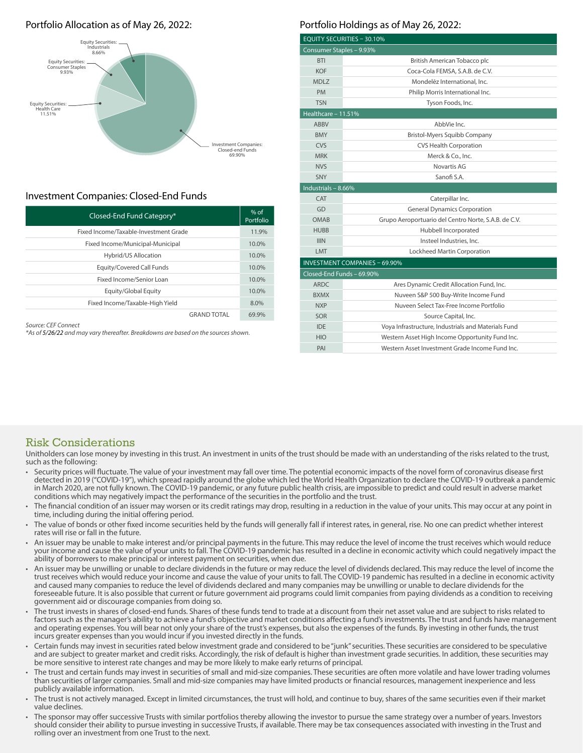## Portfolio Allocation as of May 26, 2022:

Equity Securities: Industrials 8.66%

Equity Securities: Consumer Staples 9.93%

Equity Securities: Health Care 11.51%

Investment Companies: Closed-end Funds 69.90%

## Investment Companies: Closed-End Funds

| Closed-End Fund Category* | % of Portfolio |
|---|---|
| Fixed Income/Taxable-Investment Grade | 11.9% |
| Fixed Income/Municipal-Municipal | 10.0% |
| Hybrid/US Allocation | 10.0% |
| Equity/Covered Call Funds | 10.0% |
| Fixed Income/Senior Loan | 10.0% |
| Equity/Global Equity | 10.0% |
| Fixed Income/Taxable-High Yield | 8.0% |
| GRAND TOTAL | 69.9% |

*Source: CEF Connect*

*\*As of 5/26/22 and may vary thereafter. Breakdowns are based on the sources shown.*

## Portfolio Holdings as of May 26, 2022:

| | |
|---|---|
| **EQUITY SECURITIES – 30.10%** | |
| **Consumer Staples – 9.93%** | |
| BTI | British American Tobacco plc |
| KOF | Coca-Cola FEMSA, S.A.B. de C.V. |
| MDLZ | Mondelēz International, Inc. |
| PM | Philip Morris International Inc. |
| TSN | Tyson Foods, Inc. |
| **Healthcare – 11.51%** | |
| ABBV | AbbVie Inc. |
| BMY | Bristol-Myers Squibb Company |
| CVS | CVS Health Corporation |
| MRK | Merck & Co., Inc. |
| NVS | Novartis AG |
| SNY | Sanofi S.A. |
| **Industrials – 8.66%** | |
| CAT | Caterpillar Inc. |
| GD | General Dynamics Corporation |
| OMAB | Grupo Aeroportuario del Centro Norte, S.A.B. de C.V. |
| HUBB | Hubbell Incorporated |
| IIIN | Insteel Industries, Inc. |
| LMT | Lockheed Martin Corporation |
| **INVESTMENT COMPANIES – 69.90%** | |
| **Closed-End Funds – 69.90%** | |
| ARDC | Ares Dynamic Credit Allocation Fund, Inc. |
| BXMX | Nuveen S&P 500 Buy-Write Income Fund |
| NXP | Nuveen Select Tax-Free Income Portfolio |
| SOR | Source Capital, Inc. |
| IDE | Voya Infrastructure, Industrials and Materials Fund |
| HIO | Western Asset High Income Opportunity Fund Inc. |
| PAI | Western Asset Investment Grade Income Fund Inc. |

## Risk Considerations

Unitholders can lose money by investing in this trust. An investment in units of the trust should be made with an understanding of the risks related to the trust, such as the following:

- Security prices will fluctuate. The value of your investment may fall over time. The potential economic impacts of the novel form of coronavirus disease first detected in 2019 ("COVID-19"), which spread rapidly around the globe which led the World Health Organization to declare the COVID-19 outbreak a pandemic in March 2020, are not fully known. The COVID-19 pandemic, or any future public health crisis, are impossible to predict and could result in adverse market conditions which may negatively impact the performance of the securities in the portfolio and the trust.
- The financial condition of an issuer may worsen or its credit ratings may drop, resulting in a reduction in the value of your units. This may occur at any point in time, including during the initial offering period.
- The value of bonds or other fixed income securities held by the funds will generally fall if interest rates, in general, rise. No one can predict whether interest rates will rise or fall in the future.
- An issuer may be unable to make interest and/or principal payments in the future. This may reduce the level of income the trust receives which would reduce your income and cause the value of your units to fall. The COVID-19 pandemic has resulted in a decline in economic activity which could negatively impact the ability of borrowers to make principal or interest payment on securities, when due.
- An issuer may be unwilling or unable to declare dividends in the future or may reduce the level of dividends declared. This may reduce the level of income the trust receives which would reduce your income and cause the value of your units to fall. The COVID-19 pandemic has resulted in a decline in economic activity and caused many companies to reduce the level of dividends declared and many companies may be unwilling or unable to declare dividends for the foreseeable future. It is also possible that current or future government aid programs could limit companies from paying dividends as a condition to receiving government aid or discourage companies from doing so.
- The trust invests in shares of closed-end funds. Shares of these funds tend to trade at a discount from their net asset value and are subject to risks related to factors such as the manager's ability to achieve a fund's objective and market conditions affecting a fund's investments. The trust and funds have management and operating expenses. You will bear not only your share of the trust's expenses, but also the expenses of the funds. By investing in other funds, the trust incurs greater expenses than you would incur if you invested directly in the funds.
- Certain funds may invest in securities rated below investment grade and considered to be "junk" securities. These securities are considered to be speculative and are subject to greater market and credit risks. Accordingly, the risk of default is higher than investment grade securities. In addition, these securities may be more sensitive to interest rate changes and may be more likely to make early returns of principal.
- The trust and certain funds may invest in securities of small and mid-size companies. These securities are often more volatile and have lower trading volumes than securities of larger companies. Small and mid-size companies may have limited products or financial resources, management inexperience and less publicly available information.
- The trust is not actively managed. Except in limited circumstances, the trust will hold, and continue to buy, shares of the same securities even if their market value declines.
- The sponsor may offer successive Trusts with similar portfolios thereby allowing the investor to pursue the same strategy over a number of years. Investors should consider their ability to pursue investing in successive Trusts, if available. There may be tax consequences associated with investing in the Trust and rolling over an investment from one Trust to the next.